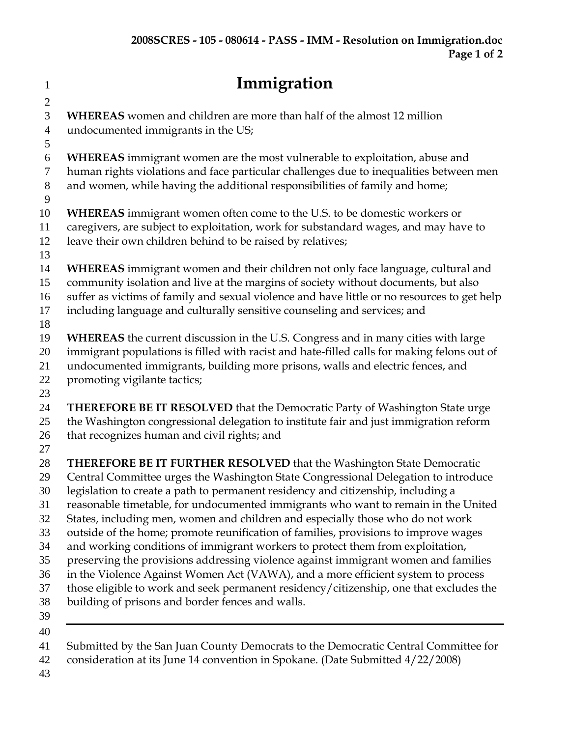# Immigration

**WHEREAS** women and children are more than half of the almost 12 million undocumented immigrants in the US;

**WHEREAS** immigrant women are the most vulnerable to exploitation, abuse and human rights violations and face particular challenges due to inequalities between men and women, while having the additional responsibilities of family and home;

**WHEREAS** immigrant women often come to the U.S. to be domestic workers or caregivers, are subject to exploitation, work for substandard wages, and may have to leave their own children behind to be raised by relatives;

**WHEREAS** immigrant women and their children not only face language, cultural and community isolation and live at the margins of society without documents, but also suffer as victims of family and sexual violence and have little or no resources to get help including language and culturally sensitive counseling and services; and

**WHEREAS** the current discussion in the U.S. Congress and in many cities with large immigrant populations is filled with racist and hate-filled calls for making felons out of undocumented immigrants, building more prisons, walls and electric fences, and promoting vigilante tactics;

**THEREFORE BE IT RESOLVED** that the Democratic Party of Washington State urge the Washington congressional delegation to institute fair and just immigration reform that recognizes human and civil rights; and

**THEREFORE BE IT FURTHER RESOLVED** that the Washington State Democratic Central Committee urges the Washington State Congressional Delegation to introduce legislation to create a path to permanent residency and citizenship, including a reasonable timetable, for undocumented immigrants who want to remain in the United States, including men, women and children and especially those who do not work outside of the home; promote reunification of families, provisions to improve wages and working conditions of immigrant workers to protect them from exploitation, preserving the provisions addressing violence against immigrant women and families in the Violence Against Women Act (VAWA), and a more efficient system to process those eligible to work and seek permanent residency/citizenship, one that excludes the building of prisons and border fences and walls.

---

Submitted by the San Juan County Democrats to the Democratic Central Committee for consideration at its June 14 convention in Spokane. (Date Submitted 4/22/2008)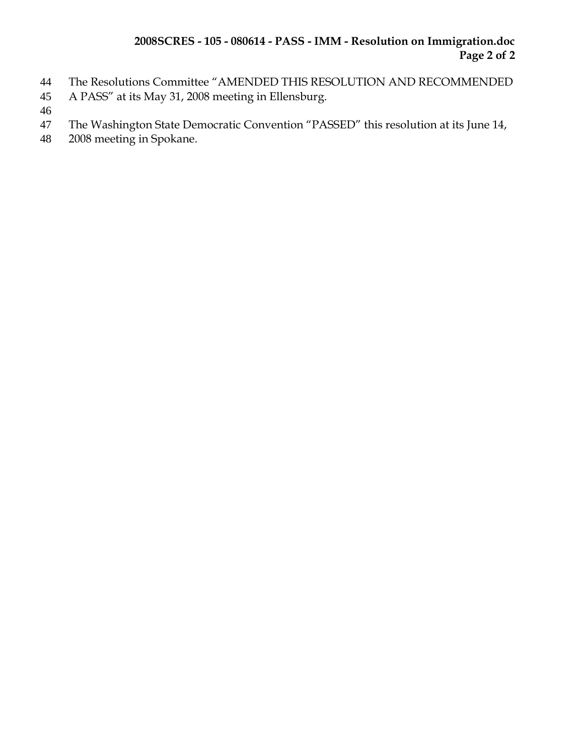The Resolutions Committee "AMENDED THIS RESOLUTION AND RECOMMENDED A PASS" at its May 31, 2008 meeting in Ellensburg.

The Washington State Democratic Convention "PASSED" this resolution at its June 14, 2008 meeting in Spokane.